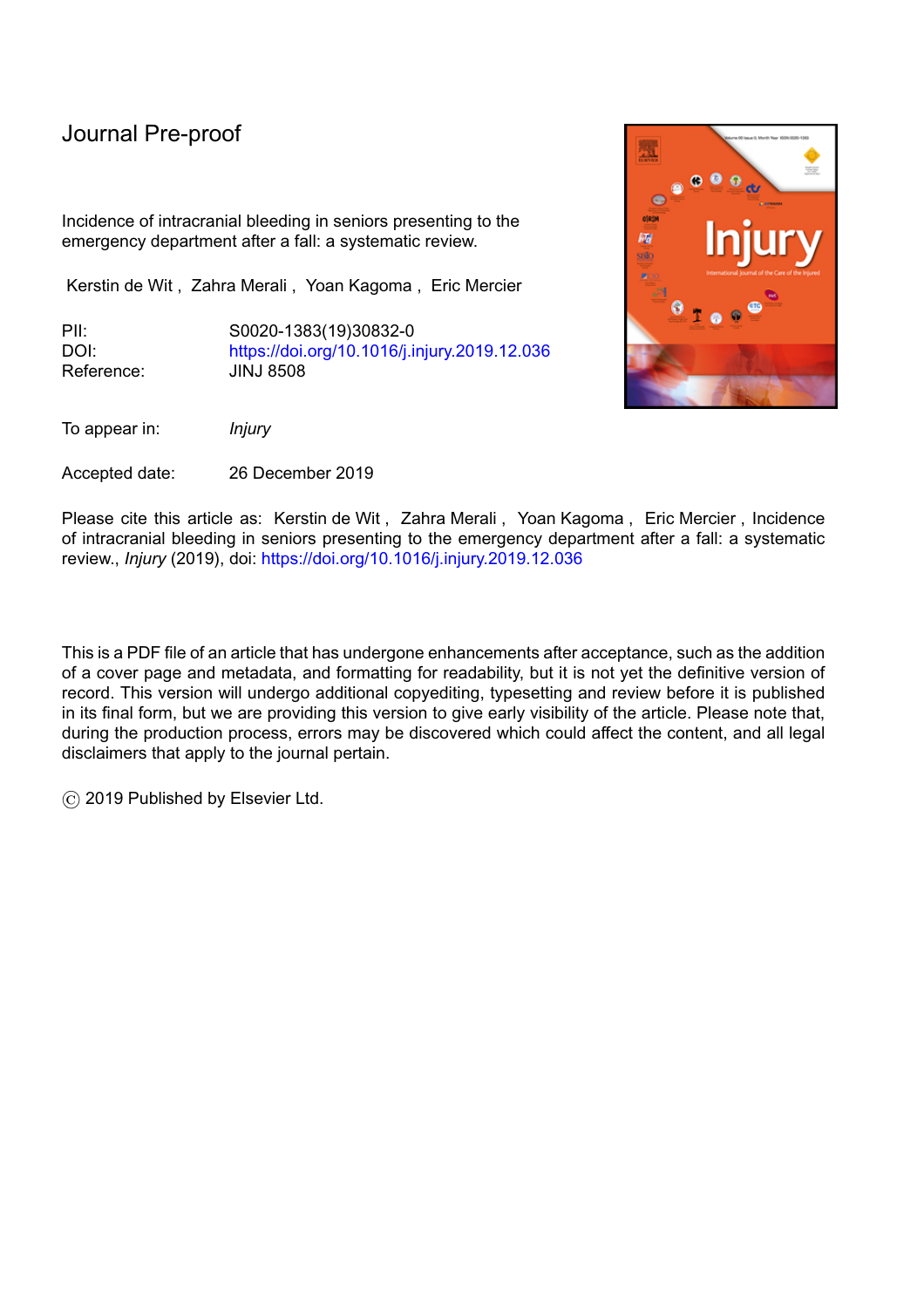Journal Pre-proof

Incidence of intracranial bleeding in seniors presenting to the emergency department after a fall: a systematic review.

Kerstin de Wit , Zahra Merali , Yoan Kagoma , Eric Mercier

PII: S0020-1383(19)30832-0
DOI: https://doi.org/10.1016/j.injury.2019.12.036
Reference: JINJ 8508

To appear in: *Injury*

Accepted date: 26 December 2019

Please cite this article as: Kerstin de Wit , Zahra Merali , Yoan Kagoma , Eric Mercier , Incidence of intracranial bleeding in seniors presenting to the emergency department after a fall: a systematic review., *Injury* (2019), doi: https://doi.org/10.1016/j.injury.2019.12.036

This is a PDF file of an article that has undergone enhancements after acceptance, such as the addition of a cover page and metadata, and formatting for readability, but it is not yet the definitive version of record. This version will undergo additional copyediting, typesetting and review before it is published in its final form, but we are providing this version to give early visibility of the article. Please note that, during the production process, errors may be discovered which could affect the content, and all legal disclaimers that apply to the journal pertain.

© 2019 Published by Elsevier Ltd.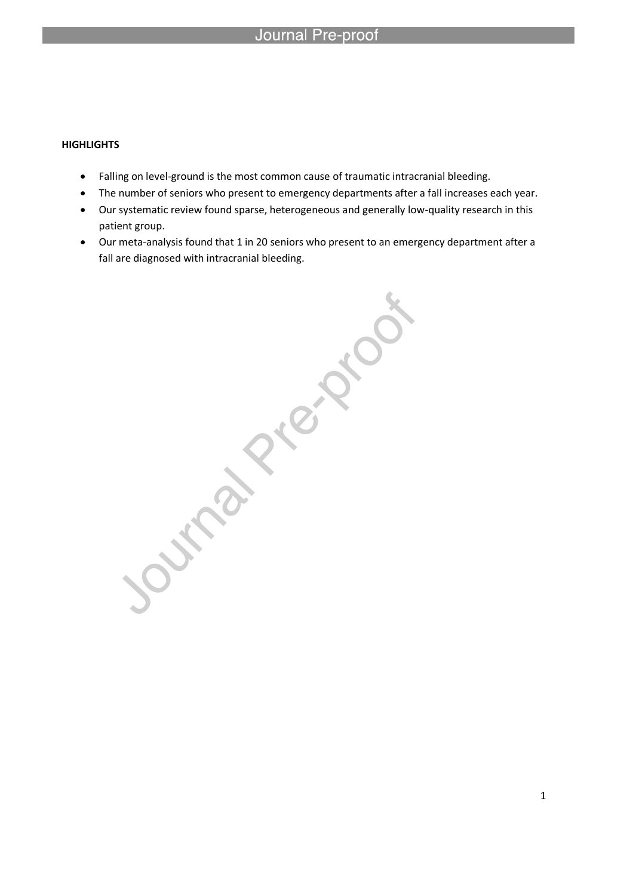**HIGHLIGHTS**

- Falling on level-ground is the most common cause of traumatic intracranial bleeding.
- The number of seniors who present to emergency departments after a fall increases each year.
- Our systematic review found sparse, heterogeneous and generally low-quality research in this patient group.
- Our meta-analysis found that 1 in 20 seniors who present to an emergency department after a fall are diagnosed with intracranial bleeding.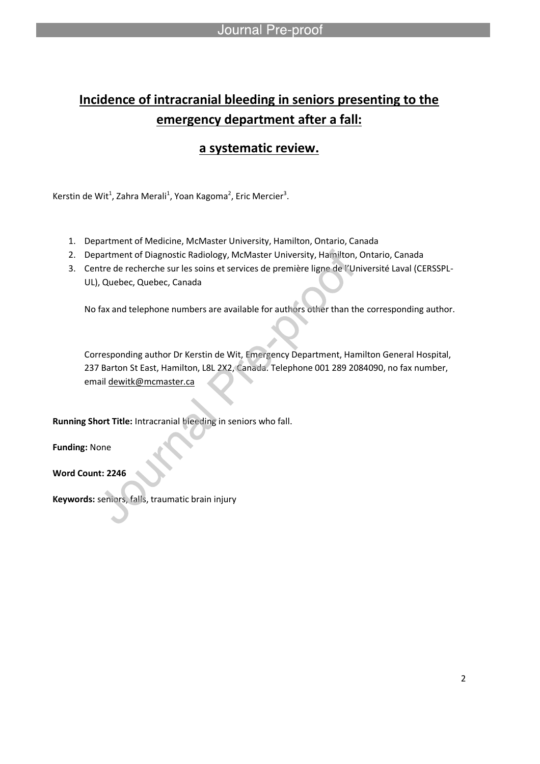# Incidence of intracranial bleeding in seniors presenting to the emergency department after a fall: a systematic review.

Kerstin de Wit[1], Zahra Merali[1], Yoan Kagoma[2], Eric Mercier[3].

1. Department of Medicine, McMaster University, Hamilton, Ontario, Canada
2. Department of Diagnostic Radiology, McMaster University, Hamilton, Ontario, Canada
3. Centre de recherche sur les soins et services de première ligne de l'Université Laval (CERSSPL-UL), Quebec, Quebec, Canada

   No fax and telephone numbers are available for authors other than the corresponding author.

   Corresponding author Dr Kerstin de Wit, Emergency Department, Hamilton General Hospital, 237 Barton St East, Hamilton, L8L 2X2, Canada. Telephone 001 289 2084090, no fax number, email dewitk@mcmaster.ca

**Running Short Title:** Intracranial bleeding in seniors who fall.

**Funding:** None

**Word Count: 2246**

**Keywords:** seniors, falls, traumatic brain injury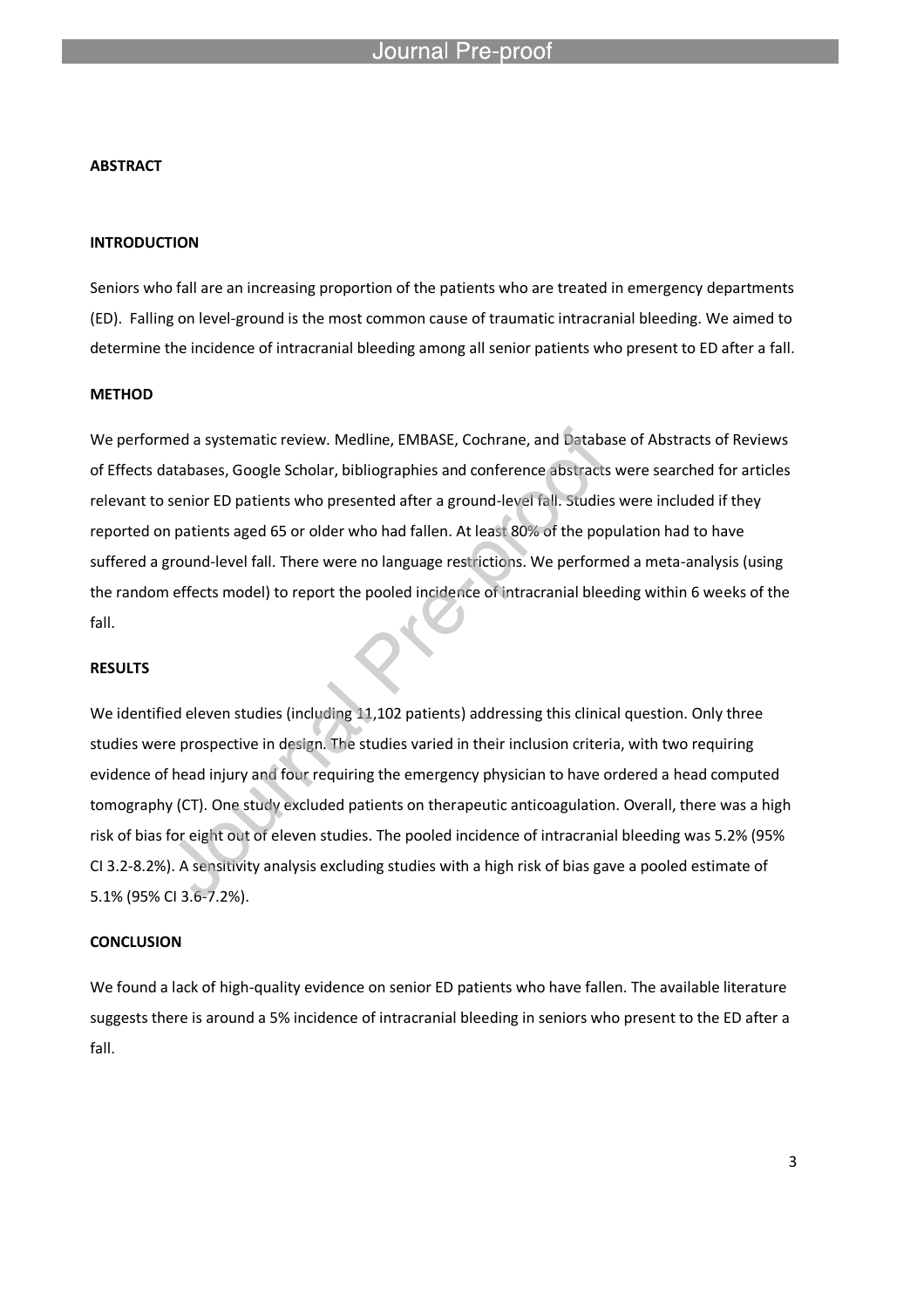**ABSTRACT**

**INTRODUCTION**

Seniors who fall are an increasing proportion of the patients who are treated in emergency departments (ED). Falling on level-ground is the most common cause of traumatic intracranial bleeding. We aimed to determine the incidence of intracranial bleeding among all senior patients who present to ED after a fall.

**METHOD**

We performed a systematic review. Medline, EMBASE, Cochrane, and Database of Abstracts of Reviews of Effects databases, Google Scholar, bibliographies and conference abstracts were searched for articles relevant to senior ED patients who presented after a ground-level fall. Studies were included if they reported on patients aged 65 or older who had fallen. At least 80% of the population had to have suffered a ground-level fall. There were no language restrictions. We performed a meta-analysis (using the random effects model) to report the pooled incidence of intracranial bleeding within 6 weeks of the fall.

**RESULTS**

We identified eleven studies (including 11,102 patients) addressing this clinical question. Only three studies were prospective in design. The studies varied in their inclusion criteria, with two requiring evidence of head injury and four requiring the emergency physician to have ordered a head computed tomography (CT). One study excluded patients on therapeutic anticoagulation. Overall, there was a high risk of bias for eight out of eleven studies. The pooled incidence of intracranial bleeding was 5.2% (95% CI 3.2-8.2%). A sensitivity analysis excluding studies with a high risk of bias gave a pooled estimate of 5.1% (95% CI 3.6-7.2%).

**CONCLUSION**

We found a lack of high-quality evidence on senior ED patients who have fallen. The available literature suggests there is around a 5% incidence of intracranial bleeding in seniors who present to the ED after a fall.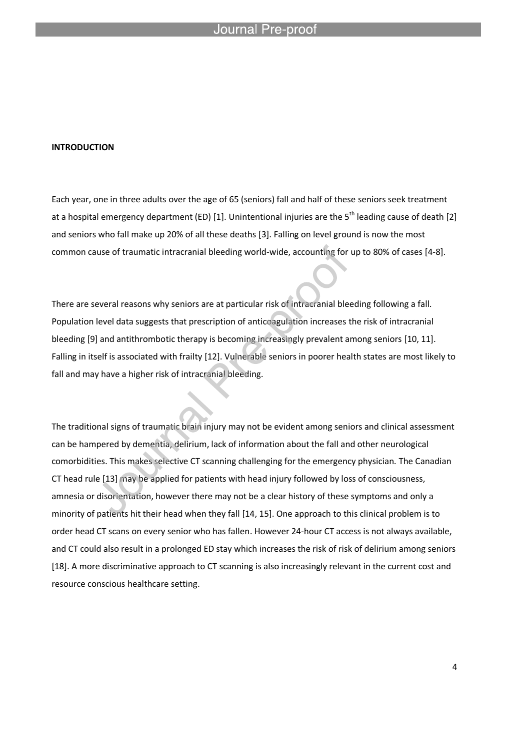**INTRODUCTION**

Each year, one in three adults over the age of 65 (seniors) fall and half of these seniors seek treatment at a hospital emergency department (ED) [1]. Unintentional injuries are the 5th leading cause of death [2] and seniors who fall make up 20% of all these deaths [3]. Falling on level ground is now the most common cause of traumatic intracranial bleeding world-wide, accounting for up to 80% of cases [4-8].

There are several reasons why seniors are at particular risk of intracranial bleeding following a fall. Population level data suggests that prescription of anticoagulation increases the risk of intracranial bleeding [9] and antithrombotic therapy is becoming increasingly prevalent among seniors [10, 11]. Falling in itself is associated with frailty [12]. Vulnerable seniors in poorer health states are most likely to fall and may have a higher risk of intracranial bleeding.

The traditional signs of traumatic brain injury may not be evident among seniors and clinical assessment can be hampered by dementia, delirium, lack of information about the fall and other neurological comorbidities. This makes selective CT scanning challenging for the emergency physician. The Canadian CT head rule [13] may be applied for patients with head injury followed by loss of consciousness, amnesia or disorientation, however there may not be a clear history of these symptoms and only a minority of patients hit their head when they fall [14, 15]. One approach to this clinical problem is to order head CT scans on every senior who has fallen. However 24-hour CT access is not always available, and CT could also result in a prolonged ED stay which increases the risk of risk of delirium among seniors [18]. A more discriminative approach to CT scanning is also increasingly relevant in the current cost and resource conscious healthcare setting.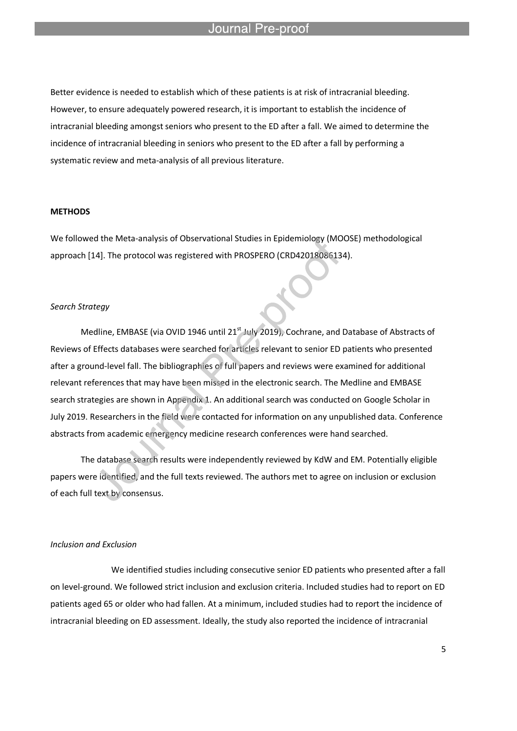Better evidence is needed to establish which of these patients is at risk of intracranial bleeding. However, to ensure adequately powered research, it is important to establish the incidence of intracranial bleeding amongst seniors who present to the ED after a fall. We aimed to determine the incidence of intracranial bleeding in seniors who present to the ED after a fall by performing a systematic review and meta-analysis of all previous literature.

## METHODS

We followed the Meta-analysis of Observational Studies in Epidemiology (MOOSE) methodological approach [14]. The protocol was registered with PROSPERO (CRD42018086134).

### *Search Strategy*

Medline, EMBASE (via OVID 1946 until 21st July 2019), Cochrane, and Database of Abstracts of Reviews of Effects databases were searched for articles relevant to senior ED patients who presented after a ground-level fall. The bibliographies of full papers and reviews were examined for additional relevant references that may have been missed in the electronic search. The Medline and EMBASE search strategies are shown in Appendix 1. An additional search was conducted on Google Scholar in July 2019. Researchers in the field were contacted for information on any unpublished data. Conference abstracts from academic emergency medicine research conferences were hand searched.

The database search results were independently reviewed by KdW and EM. Potentially eligible papers were identified, and the full texts reviewed. The authors met to agree on inclusion or exclusion of each full text by consensus.

### *Inclusion and Exclusion*

We identified studies including consecutive senior ED patients who presented after a fall on level-ground. We followed strict inclusion and exclusion criteria. Included studies had to report on ED patients aged 65 or older who had fallen. At a minimum, included studies had to report the incidence of intracranial bleeding on ED assessment. Ideally, the study also reported the incidence of intracranial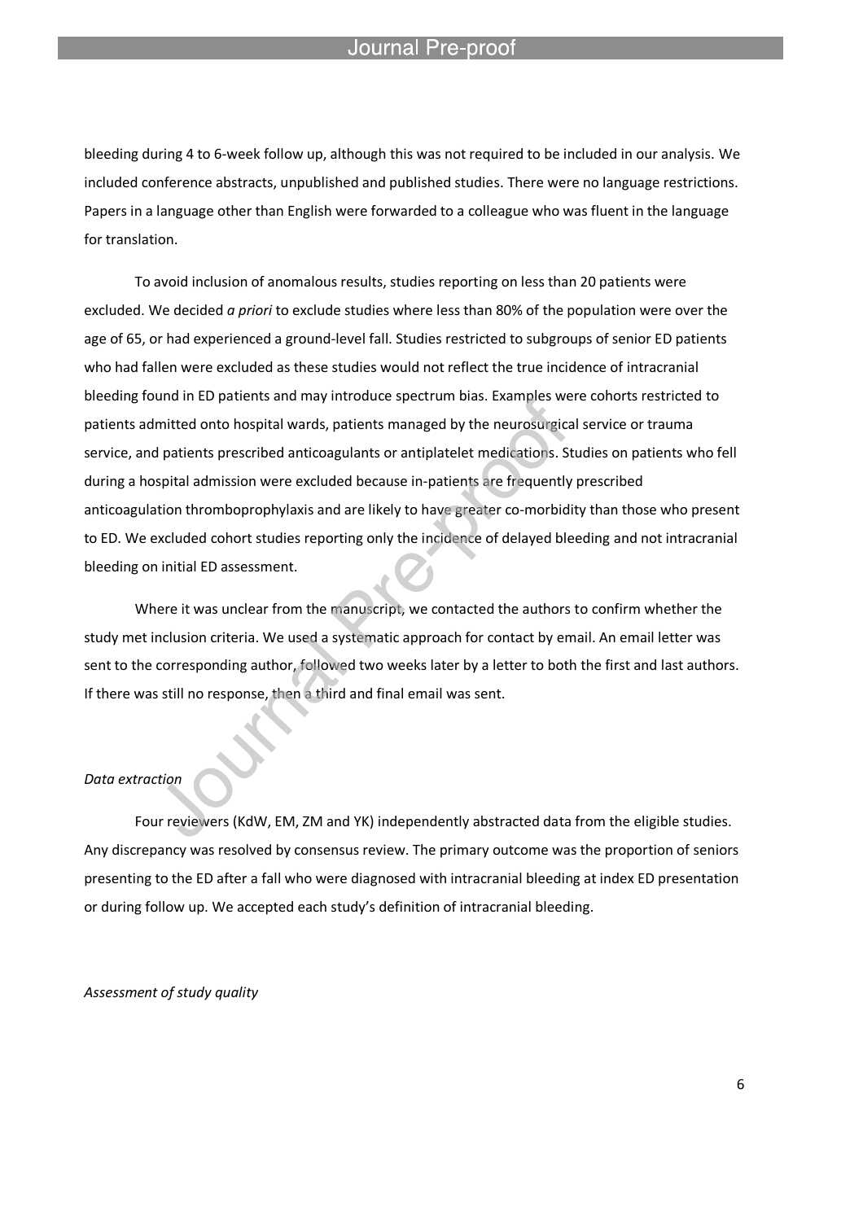bleeding during 4 to 6-week follow up, although this was not required to be included in our analysis. We included conference abstracts, unpublished and published studies. There were no language restrictions. Papers in a language other than English were forwarded to a colleague who was fluent in the language for translation.

To avoid inclusion of anomalous results, studies reporting on less than 20 patients were excluded. We decided *a priori* to exclude studies where less than 80% of the population were over the age of 65, or had experienced a ground-level fall. Studies restricted to subgroups of senior ED patients who had fallen were excluded as these studies would not reflect the true incidence of intracranial bleeding found in ED patients and may introduce spectrum bias. Examples were cohorts restricted to patients admitted onto hospital wards, patients managed by the neurosurgical service or trauma service, and patients prescribed anticoagulants or antiplatelet medications. Studies on patients who fell during a hospital admission were excluded because in-patients are frequently prescribed anticoagulation thromboprophylaxis and are likely to have greater co-morbidity than those who present to ED. We excluded cohort studies reporting only the incidence of delayed bleeding and not intracranial bleeding on initial ED assessment.

Where it was unclear from the manuscript, we contacted the authors to confirm whether the study met inclusion criteria. We used a systematic approach for contact by email. An email letter was sent to the corresponding author, followed two weeks later by a letter to both the first and last authors. If there was still no response, then a third and final email was sent.

*Data extraction*

Four reviewers (KdW, EM, ZM and YK) independently abstracted data from the eligible studies. Any discrepancy was resolved by consensus review. The primary outcome was the proportion of seniors presenting to the ED after a fall who were diagnosed with intracranial bleeding at index ED presentation or during follow up. We accepted each study's definition of intracranial bleeding.

*Assessment of study quality*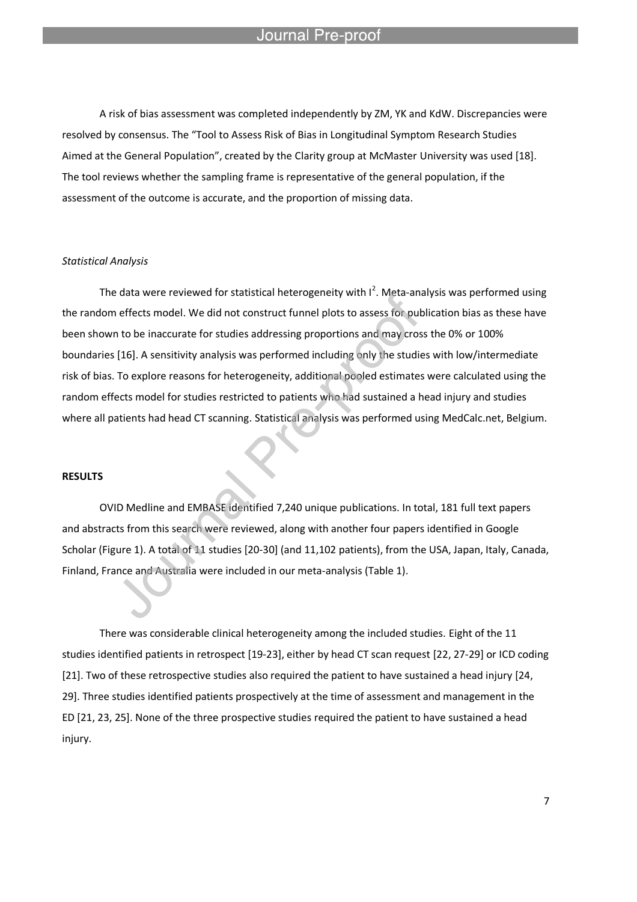A risk of bias assessment was completed independently by ZM, YK and KdW. Discrepancies were resolved by consensus. The "Tool to Assess Risk of Bias in Longitudinal Symptom Research Studies Aimed at the General Population", created by the Clarity group at McMaster University was used [18]. The tool reviews whether the sampling frame is representative of the general population, if the assessment of the outcome is accurate, and the proportion of missing data.

*Statistical Analysis*

The data were reviewed for statistical heterogeneity with $I^2$. Meta-analysis was performed using the random effects model. We did not construct funnel plots to assess for publication bias as these have been shown to be inaccurate for studies addressing proportions and may cross the 0% or 100% boundaries [16]. A sensitivity analysis was performed including only the studies with low/intermediate risk of bias. To explore reasons for heterogeneity, additional pooled estimates were calculated using the random effects model for studies restricted to patients who had sustained a head injury and studies where all patients had head CT scanning. Statistical analysis was performed using MedCalc.net, Belgium.

**RESULTS**

OVID Medline and EMBASE identified 7,240 unique publications. In total, 181 full text papers and abstracts from this search were reviewed, along with another four papers identified in Google Scholar (Figure 1). A total of 11 studies [20-30] (and 11,102 patients), from the USA, Japan, Italy, Canada, Finland, France and Australia were included in our meta-analysis (Table 1).

There was considerable clinical heterogeneity among the included studies. Eight of the 11 studies identified patients in retrospect [19-23], either by head CT scan request [22, 27-29] or ICD coding [21]. Two of these retrospective studies also required the patient to have sustained a head injury [24, 29]. Three studies identified patients prospectively at the time of assessment and management in the ED [21, 23, 25]. None of the three prospective studies required the patient to have sustained a head injury.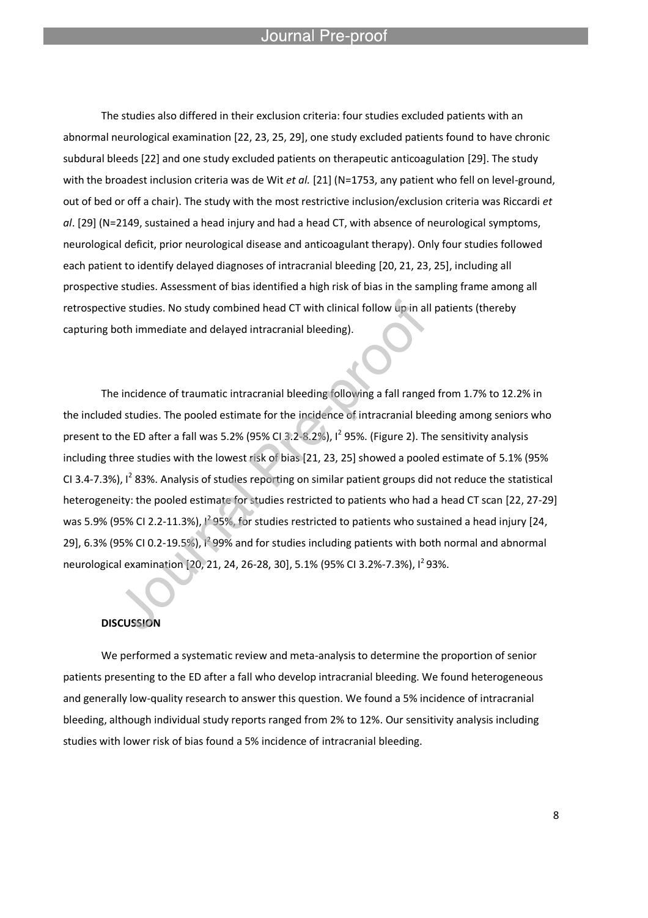The studies also differed in their exclusion criteria: four studies excluded patients with an abnormal neurological examination [22, 23, 25, 29], one study excluded patients found to have chronic subdural bleeds [22] and one study excluded patients on therapeutic anticoagulation [29]. The study with the broadest inclusion criteria was de Wit *et al.* [21] (N=1753, any patient who fell on level-ground, out of bed or off a chair). The study with the most restrictive inclusion/exclusion criteria was Riccardi *et al*. [29] (N=2149, sustained a head injury and had a head CT, with absence of neurological symptoms, neurological deficit, prior neurological disease and anticoagulant therapy). Only four studies followed each patient to identify delayed diagnoses of intracranial bleeding [20, 21, 23, 25], including all prospective studies. Assessment of bias identified a high risk of bias in the sampling frame among all retrospective studies. No study combined head CT with clinical follow up in all patients (thereby capturing both immediate and delayed intracranial bleeding).

The incidence of traumatic intracranial bleeding following a fall ranged from 1.7% to 12.2% in the included studies. The pooled estimate for the incidence of intracranial bleeding among seniors who present to the ED after a fall was 5.2% (95% CI 3.2-8.2%), $I^2$ 95%. (Figure 2). The sensitivity analysis including three studies with the lowest risk of bias [21, 23, 25] showed a pooled estimate of 5.1% (95% CI 3.4-7.3%), $I^2$ 83%. Analysis of studies reporting on similar patient groups did not reduce the statistical heterogeneity: the pooled estimate for studies restricted to patients who had a head CT scan [22, 27-29] was 5.9% (95% CI 2.2-11.3%), $I^2$ 95%, for studies restricted to patients who sustained a head injury [24, 29], 6.3% (95% CI 0.2-19.5%), $I^2$ 99% and for studies including patients with both normal and abnormal neurological examination [20, 21, 24, 26-28, 30], 5.1% (95% CI 3.2%-7.3%), $I^2$ 93%.

## DISCUSSION

We performed a systematic review and meta-analysis to determine the proportion of senior patients presenting to the ED after a fall who develop intracranial bleeding. We found heterogeneous and generally low-quality research to answer this question. We found a 5% incidence of intracranial bleeding, although individual study reports ranged from 2% to 12%. Our sensitivity analysis including studies with lower risk of bias found a 5% incidence of intracranial bleeding.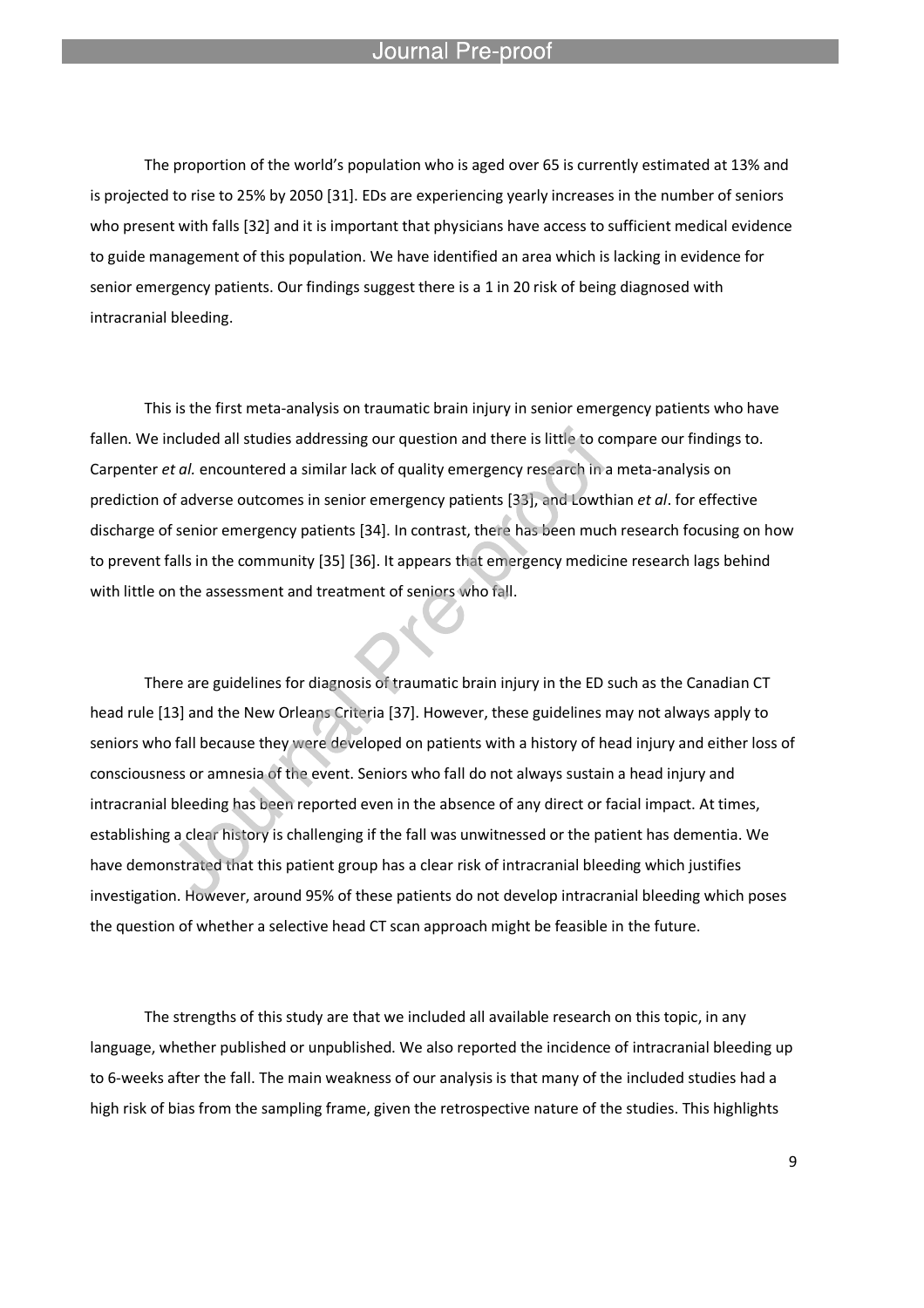The proportion of the world's population who is aged over 65 is currently estimated at 13% and is projected to rise to 25% by 2050 [31]. EDs are experiencing yearly increases in the number of seniors who present with falls [32] and it is important that physicians have access to sufficient medical evidence to guide management of this population. We have identified an area which is lacking in evidence for senior emergency patients. Our findings suggest there is a 1 in 20 risk of being diagnosed with intracranial bleeding.

This is the first meta-analysis on traumatic brain injury in senior emergency patients who have fallen. We included all studies addressing our question and there is little to compare our findings to. Carpenter *et al.* encountered a similar lack of quality emergency research in a meta-analysis on prediction of adverse outcomes in senior emergency patients [33], and Lowthian *et al*. for effective discharge of senior emergency patients [34]. In contrast, there has been much research focusing on how to prevent falls in the community [35] [36]. It appears that emergency medicine research lags behind with little on the assessment and treatment of seniors who fall.

There are guidelines for diagnosis of traumatic brain injury in the ED such as the Canadian CT head rule [13] and the New Orleans Criteria [37]. However, these guidelines may not always apply to seniors who fall because they were developed on patients with a history of head injury and either loss of consciousness or amnesia of the event. Seniors who fall do not always sustain a head injury and intracranial bleeding has been reported even in the absence of any direct or facial impact. At times, establishing a clear history is challenging if the fall was unwitnessed or the patient has dementia. We have demonstrated that this patient group has a clear risk of intracranial bleeding which justifies investigation. However, around 95% of these patients do not develop intracranial bleeding which poses the question of whether a selective head CT scan approach might be feasible in the future.

The strengths of this study are that we included all available research on this topic, in any language, whether published or unpublished. We also reported the incidence of intracranial bleeding up to 6-weeks after the fall. The main weakness of our analysis is that many of the included studies had a high risk of bias from the sampling frame, given the retrospective nature of the studies. This highlights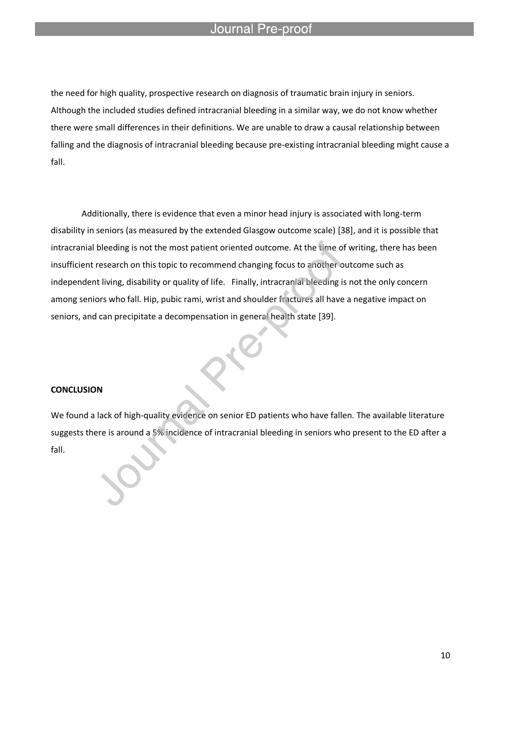the need for high quality, prospective research on diagnosis of traumatic brain injury in seniors. Although the included studies defined intracranial bleeding in a similar way, we do not know whether there were small differences in their definitions. We are unable to draw a causal relationship between falling and the diagnosis of intracranial bleeding because pre-existing intracranial bleeding might cause a fall.

Additionally, there is evidence that even a minor head injury is associated with long-term disability in seniors (as measured by the extended Glasgow outcome scale) [38], and it is possible that intracranial bleeding is not the most patient oriented outcome. At the time of writing, there has been insufficient research on this topic to recommend changing focus to another outcome such as independent living, disability or quality of life. Finally, intracranial bleeding is not the only concern among seniors who fall. Hip, pubic rami, wrist and shoulder fractures all have a negative impact on seniors, and can precipitate a decompensation in general health state [39].

**CONCLUSION**

We found a lack of high-quality evidence on senior ED patients who have fallen. The available literature suggests there is around a 5% incidence of intracranial bleeding in seniors who present to the ED after a fall.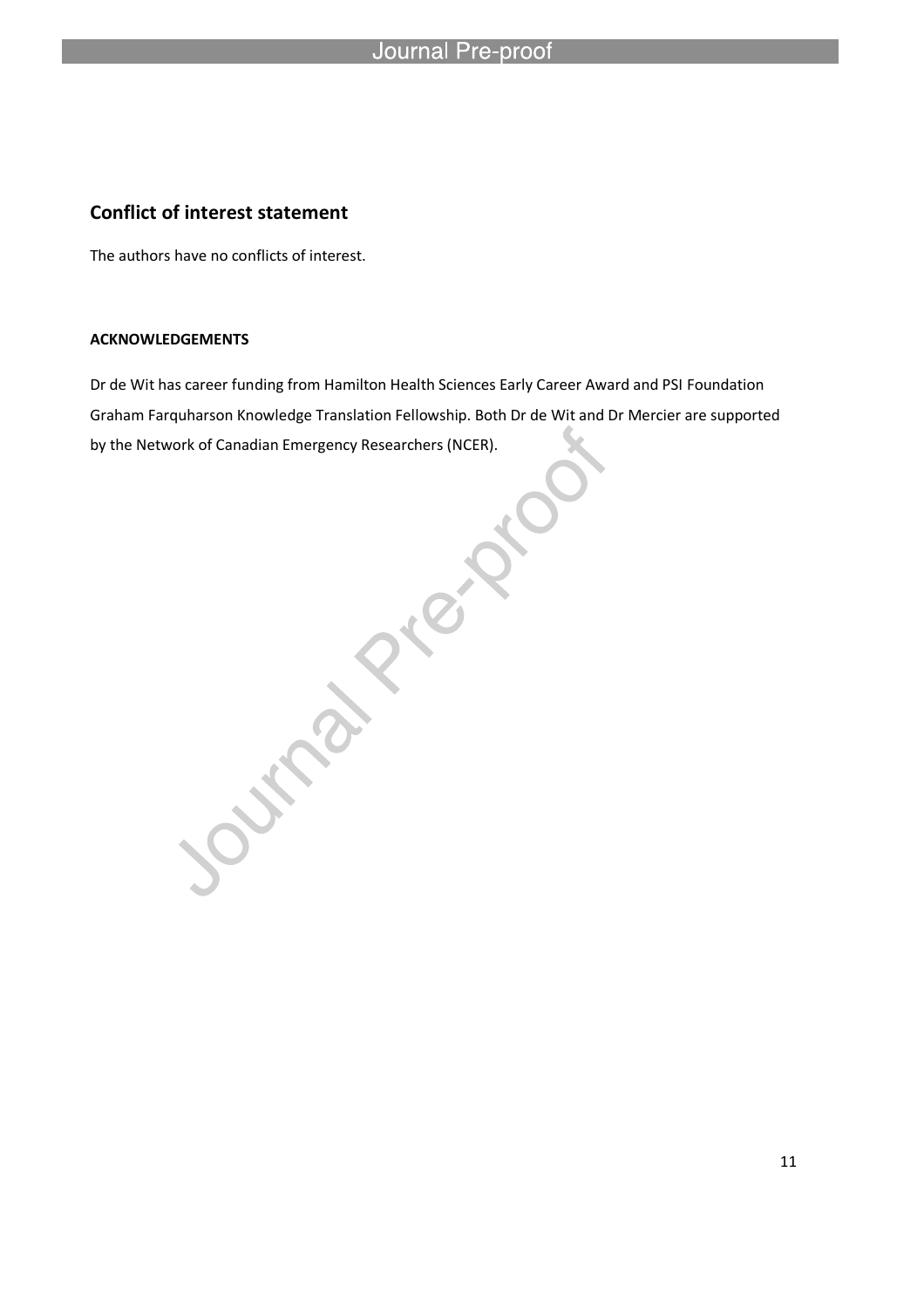## Conflict of interest statement

The authors have no conflicts of interest.

### ACKNOWLEDGEMENTS

Dr de Wit has career funding from Hamilton Health Sciences Early Career Award and PSI Foundation Graham Farquharson Knowledge Translation Fellowship. Both Dr de Wit and Dr Mercier are supported by the Network of Canadian Emergency Researchers (NCER).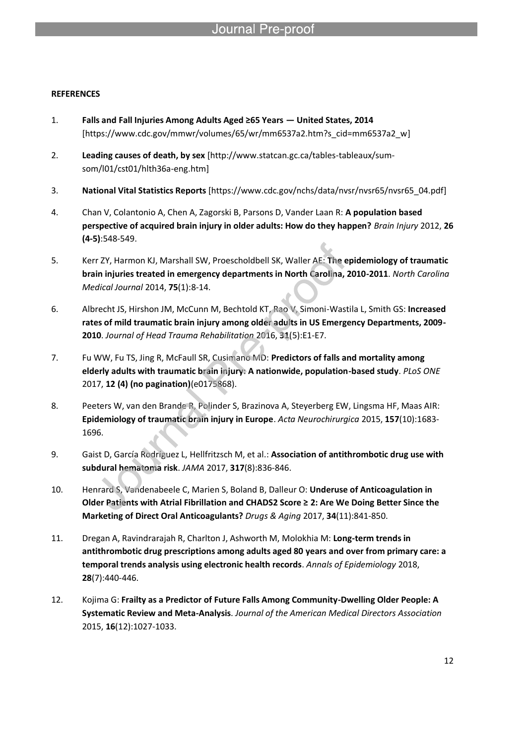**REFERENCES**

1. **Falls and Fall Injuries Among Adults Aged ≥65 Years — United States, 2014** [https://www.cdc.gov/mmwr/volumes/65/wr/mm6537a2.htm?s_cid=mm6537a2_w]

2. **Leading causes of death, by sex** [http://www.statcan.gc.ca/tables-tableaux/sum-som/l01/cst01/hlth36a-eng.htm]

3. **National Vital Statistics Reports** [https://www.cdc.gov/nchs/data/nvsr/nvsr65/nvsr65_04.pdf]

4. Chan V, Colantonio A, Chen A, Zagorski B, Parsons D, Vander Laan R: **A population based perspective of acquired brain injury in older adults: How do they happen?** *Brain Injury* 2012, **26 (4-5)**:548-549.

5. Kerr ZY, Harmon KJ, Marshall SW, Proescholdbell SK, Waller AE: **The epidemiology of traumatic brain injuries treated in emergency departments in North Carolina, 2010-2011**. *North Carolina Medical Journal* 2014, **75**(1):8-14.

6. Albrecht JS, Hirshon JM, McCunn M, Bechtold KT, Rao V, Simoni-Wastila L, Smith GS: **Increased rates of mild traumatic brain injury among older adults in US Emergency Departments, 2009-2010**. *Journal of Head Trauma Rehabilitation* 2016, **31**(5):E1-E7.

7. Fu WW, Fu TS, Jing R, McFaull SR, Cusimano MD: **Predictors of falls and mortality among elderly adults with traumatic brain injury: A nationwide, population-based study**. *PLoS ONE* 2017, **12 (4) (no pagination)**(e0175868).

8. Peeters W, van den Brande R, Polinder S, Brazinova A, Steyerberg EW, Lingsma HF, Maas AIR: **Epidemiology of traumatic brain injury in Europe**. *Acta Neurochirurgica* 2015, **157**(10):1683-1696.

9. Gaist D, García Rodríguez L, Hellfritzsch M, et al.: **Association of antithrombotic drug use with subdural hematoma risk**. *JAMA* 2017, **317**(8):836-846.

10. Henrard S, Vandenabeele C, Marien S, Boland B, Dalleur O: **Underuse of Anticoagulation in Older Patients with Atrial Fibrillation and CHADS2 Score ≥ 2: Are We Doing Better Since the Marketing of Direct Oral Anticoagulants?** *Drugs & Aging* 2017, **34**(11):841-850.

11. Dregan A, Ravindrarajah R, Charlton J, Ashworth M, Molokhia M: **Long-term trends in antithrombotic drug prescriptions among adults aged 80 years and over from primary care: a temporal trends analysis using electronic health records**. *Annals of Epidemiology* 2018, **28**(7):440-446.

12. Kojima G: **Frailty as a Predictor of Future Falls Among Community-Dwelling Older People: A Systematic Review and Meta-Analysis**. *Journal of the American Medical Directors Association* 2015, **16**(12):1027-1033.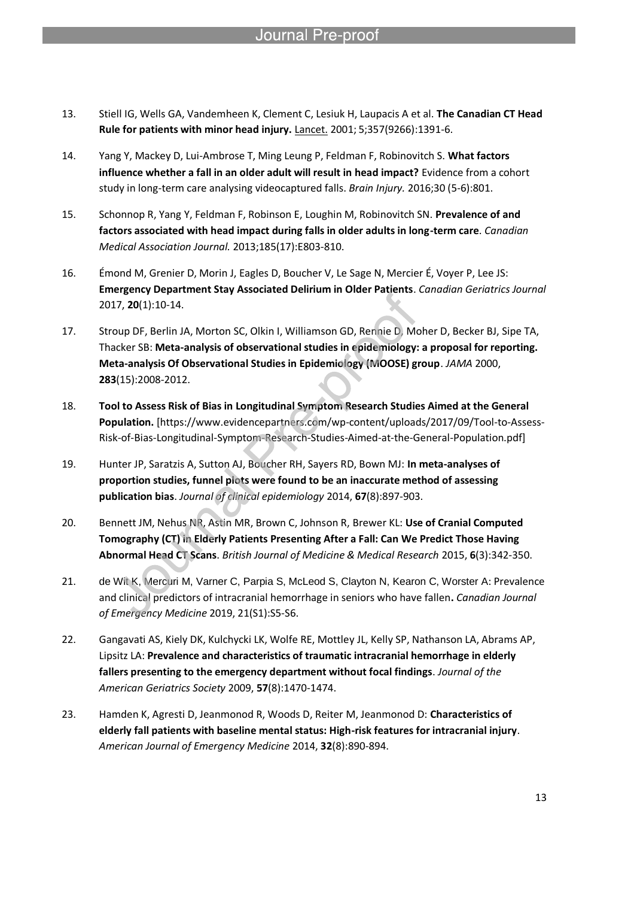13. Stiell IG, Wells GA, Vandemheen K, Clement C, Lesiuk H, Laupacis A et al. **The Canadian CT Head Rule for patients with minor head injury.** Lancet. 2001; 5;357(9266):1391-6.

14. Yang Y, Mackey D, Lui-Ambrose T, Ming Leung P, Feldman F, Robinovitch S. **What factors influence whether a fall in an older adult will result in head impact?** Evidence from a cohort study in long-term care analysing videocaptured falls. *Brain Injury.* 2016;30 (5-6):801.

15. Schonnop R, Yang Y, Feldman F, Robinson E, Loughin M, Robinovitch SN. **Prevalence of and factors associated with head impact during falls in older adults in long-term care**. *Canadian Medical Association Journal.* 2013;185(17):E803-810.

16. Émond M, Grenier D, Morin J, Eagles D, Boucher V, Le Sage N, Mercier É, Voyer P, Lee JS: **Emergency Department Stay Associated Delirium in Older Patients**. *Canadian Geriatrics Journal* 2017, **20**(1):10-14.

17. Stroup DF, Berlin JA, Morton SC, Olkin I, Williamson GD, Rennie D, Moher D, Becker BJ, Sipe TA, Thacker SB: **Meta-analysis of observational studies in epidemiology: a proposal for reporting. Meta-analysis Of Observational Studies in Epidemiology (MOOSE) group**. *JAMA* 2000, **283**(15):2008-2012.

18. **Tool to Assess Risk of Bias in Longitudinal Symptom Research Studies Aimed at the General Population.** [https://www.evidencepartners.com/wp-content/uploads/2017/09/Tool-to-Assess-Risk-of-Bias-Longitudinal-Symptom-Research-Studies-Aimed-at-the-General-Population.pdf]

19. Hunter JP, Saratzis A, Sutton AJ, Boucher RH, Sayers RD, Bown MJ: **In meta-analyses of proportion studies, funnel plots were found to be an inaccurate method of assessing publication bias**. *Journal of clinical epidemiology* 2014, **67**(8):897-903.

20. Bennett JM, Nehus NR, Astin MR, Brown C, Johnson R, Brewer KL: **Use of Cranial Computed Tomography (CT) in Elderly Patients Presenting After a Fall: Can We Predict Those Having Abnormal Head CT Scans**. *British Journal of Medicine & Medical Research* 2015, **6**(3):342-350.

21. de Wit K, Mercuri M, Varner C, Parpia S, McLeod S, Clayton N, Kearon C, Worster A: Prevalence and clinical predictors of intracranial hemorrhage in seniors who have fallen**.** *Canadian Journal of Emergency Medicine* 2019, 21(S1):S5-S6.

22. Gangavati AS, Kiely DK, Kulchycki LK, Wolfe RE, Mottley JL, Kelly SP, Nathanson LA, Abrams AP, Lipsitz LA: **Prevalence and characteristics of traumatic intracranial hemorrhage in elderly fallers presenting to the emergency department without focal findings**. *Journal of the American Geriatrics Society* 2009, **57**(8):1470-1474.

23. Hamden K, Agresti D, Jeanmonod R, Woods D, Reiter M, Jeanmonod D: **Characteristics of elderly fall patients with baseline mental status: High-risk features for intracranial injury**. *American Journal of Emergency Medicine* 2014, **32**(8):890-894.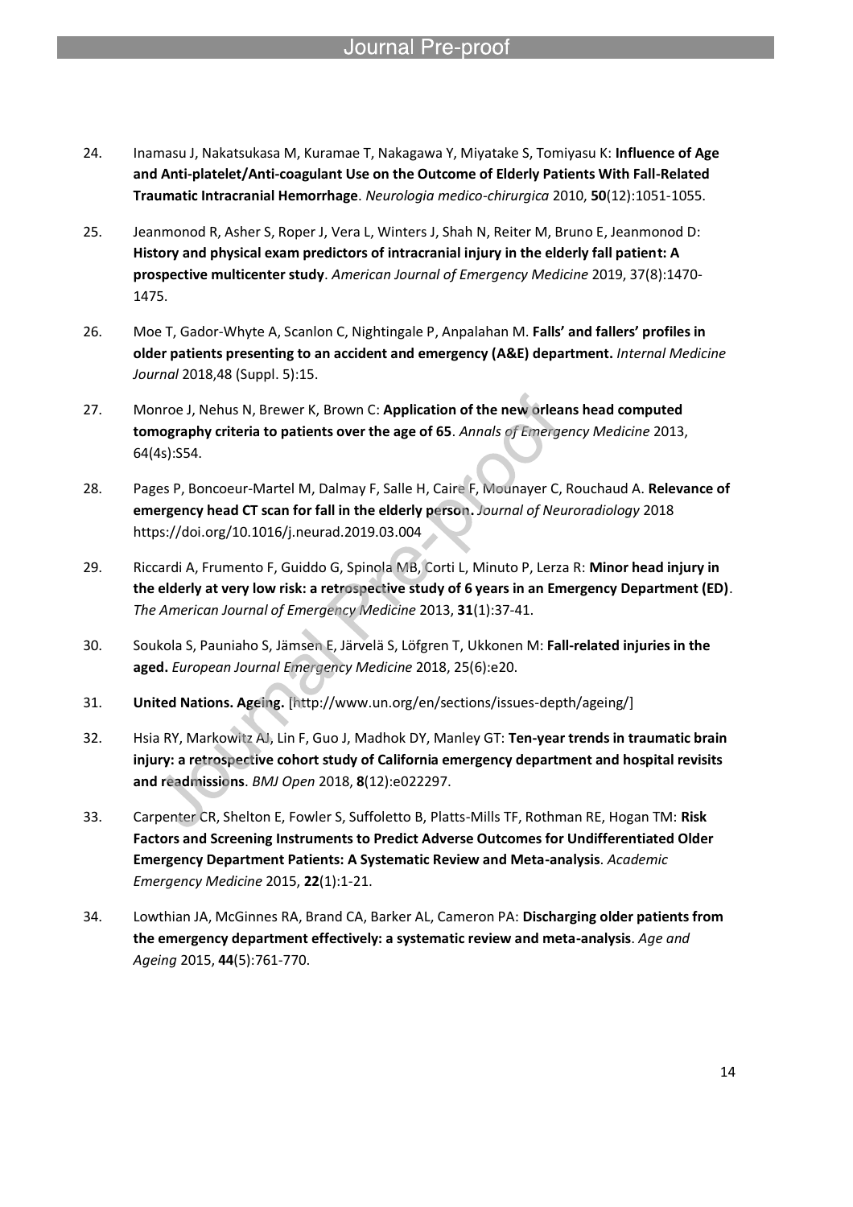24. Inamasu J, Nakatsukasa M, Kuramae T, Nakagawa Y, Miyatake S, Tomiyasu K: **Influence of Age and Anti-platelet/Anti-coagulant Use on the Outcome of Elderly Patients With Fall-Related Traumatic Intracranial Hemorrhage**. *Neurologia medico-chirurgica* 2010, **50**(12):1051-1055.

25. Jeanmonod R, Asher S, Roper J, Vera L, Winters J, Shah N, Reiter M, Bruno E, Jeanmonod D: **History and physical exam predictors of intracranial injury in the elderly fall patient: A prospective multicenter study**. *American Journal of Emergency Medicine* 2019, 37(8):1470-1475.

26. Moe T, Gador-Whyte A, Scanlon C, Nightingale P, Anpalahan M. **Falls' and fallers' profiles in older patients presenting to an accident and emergency (A&E) department.** *Internal Medicine Journal* 2018,48 (Suppl. 5):15.

27. Monroe J, Nehus N, Brewer K, Brown C: **Application of the new orleans head computed tomography criteria to patients over the age of 65**. *Annals of Emergency Medicine* 2013, 64(4s):S54.

28. Pages P, Boncoeur-Martel M, Dalmay F, Salle H, Caire F, Mounayer C, Rouchaud A. **Relevance of emergency head CT scan for fall in the elderly person.** *Journal of Neuroradiology* 2018 https://doi.org/10.1016/j.neurad.2019.03.004

29. Riccardi A, Frumento F, Guiddo G, Spinola MB, Corti L, Minuto P, Lerza R: **Minor head injury in the elderly at very low risk: a retrospective study of 6 years in an Emergency Department (ED)**. *The American Journal of Emergency Medicine* 2013, **31**(1):37-41.

30. Soukola S, Pauniaho S, Jämsen E, Järvelä S, Löfgren T, Ukkonen M: **Fall-related injuries in the aged.** *European Journal Emergency Medicine* 2018, 25(6):e20.

31. **United Nations. Ageing.** [http://www.un.org/en/sections/issues-depth/ageing/]

32. Hsia RY, Markowitz AJ, Lin F, Guo J, Madhok DY, Manley GT: **Ten-year trends in traumatic brain injury: a retrospective cohort study of California emergency department and hospital revisits and readmissions**. *BMJ Open* 2018, **8**(12):e022297.

33. Carpenter CR, Shelton E, Fowler S, Suffoletto B, Platts-Mills TF, Rothman RE, Hogan TM: **Risk Factors and Screening Instruments to Predict Adverse Outcomes for Undifferentiated Older Emergency Department Patients: A Systematic Review and Meta-analysis**. *Academic Emergency Medicine* 2015, **22**(1):1-21.

34. Lowthian JA, McGinnes RA, Brand CA, Barker AL, Cameron PA: **Discharging older patients from the emergency department effectively: a systematic review and meta-analysis**. *Age and Ageing* 2015, **44**(5):761-770.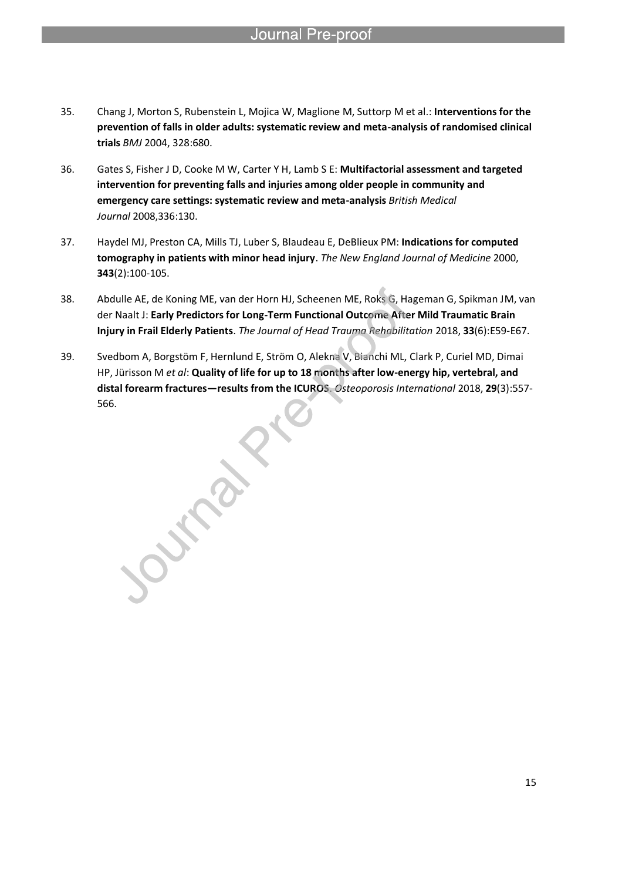35. Chang J, Morton S, Rubenstein L, Mojica W, Maglione M, Suttorp M et al.: **Interventions for the prevention of falls in older adults: systematic review and meta-analysis of randomised clinical trials** *BMJ* 2004, 328:680.

36. Gates S, Fisher J D, Cooke M W, Carter Y H, Lamb S E: **Multifactorial assessment and targeted intervention for preventing falls and injuries among older people in community and emergency care settings: systematic review and meta-analysis** *British Medical Journal* 2008,336:130.

37. Haydel MJ, Preston CA, Mills TJ, Luber S, Blaudeau E, DeBlieux PM: **Indications for computed tomography in patients with minor head injury**. *The New England Journal of Medicine* 2000, **343**(2):100-105.

38. Abdulle AE, de Koning ME, van der Horn HJ, Scheenen ME, Roks G, Hageman G, Spikman JM, van der Naalt J: **Early Predictors for Long-Term Functional Outcome After Mild Traumatic Brain Injury in Frail Elderly Patients**. *The Journal of Head Trauma Rehabilitation* 2018, **33**(6):E59-E67.

39. Svedbom A, Borgstöm F, Hernlund E, Ström O, Alekna V, Bianchi ML, Clark P, Curiel MD, Dimai HP, Jürisson M *et al*: **Quality of life for up to 18 months after low-energy hip, vertebral, and distal forearm fractures—results from the ICUROS**. *Osteoporosis International* 2018, **29**(3):557-566.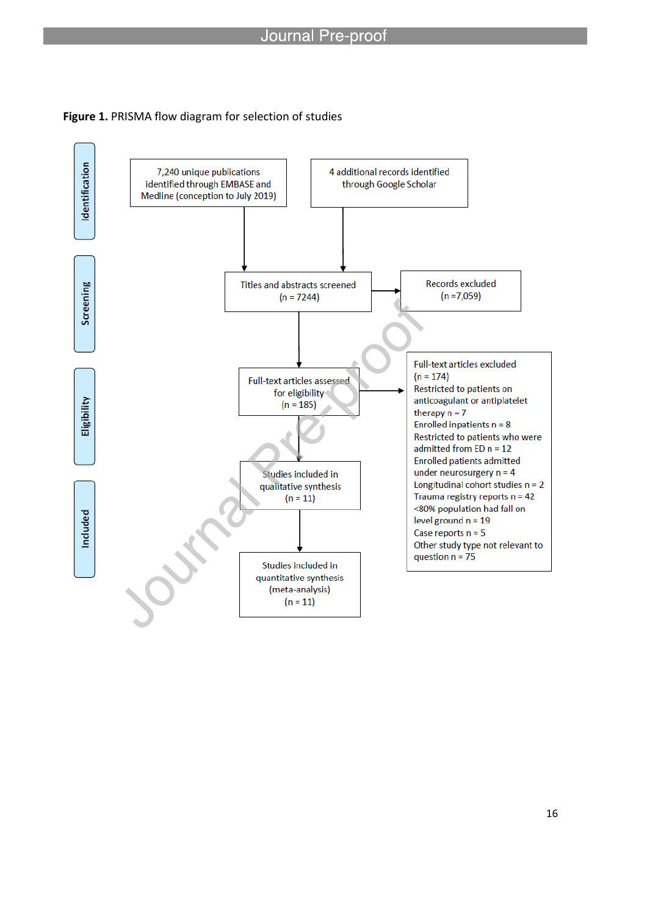**Figure 1.** PRISMA flow diagram for selection of studies

**Identification**

- 7,240 unique publications identified through EMBASE and Medline (conception to July 2019)
- 4 additional records identified through Google Scholar

**Screening**

- Titles and abstracts screened (n = 7244)
- Records excluded (n =7,059)

**Eligibility**

- Full-text articles assessed for eligibility (n = 185)
- Full-text articles excluded (n = 174)
  - Restricted to patients on anticoagulant or antiplatelet therapy n = 7
  - Enrolled inpatients n = 8
  - Restricted to patients who were admitted from ED n = 12
  - Enrolled patients admitted under neurosurgery n = 4
  - Longitudinal cohort studies n = 2
  - Trauma registry reports n = 42
  - <80% population had fall on level ground n = 19
  - Case reports n = 5
  - Other study type not relevant to question n = 75

**Included**

- Studies included in qualitative synthesis (n = 11)
- Studies included in quantitative synthesis (meta-analysis) (n = 11)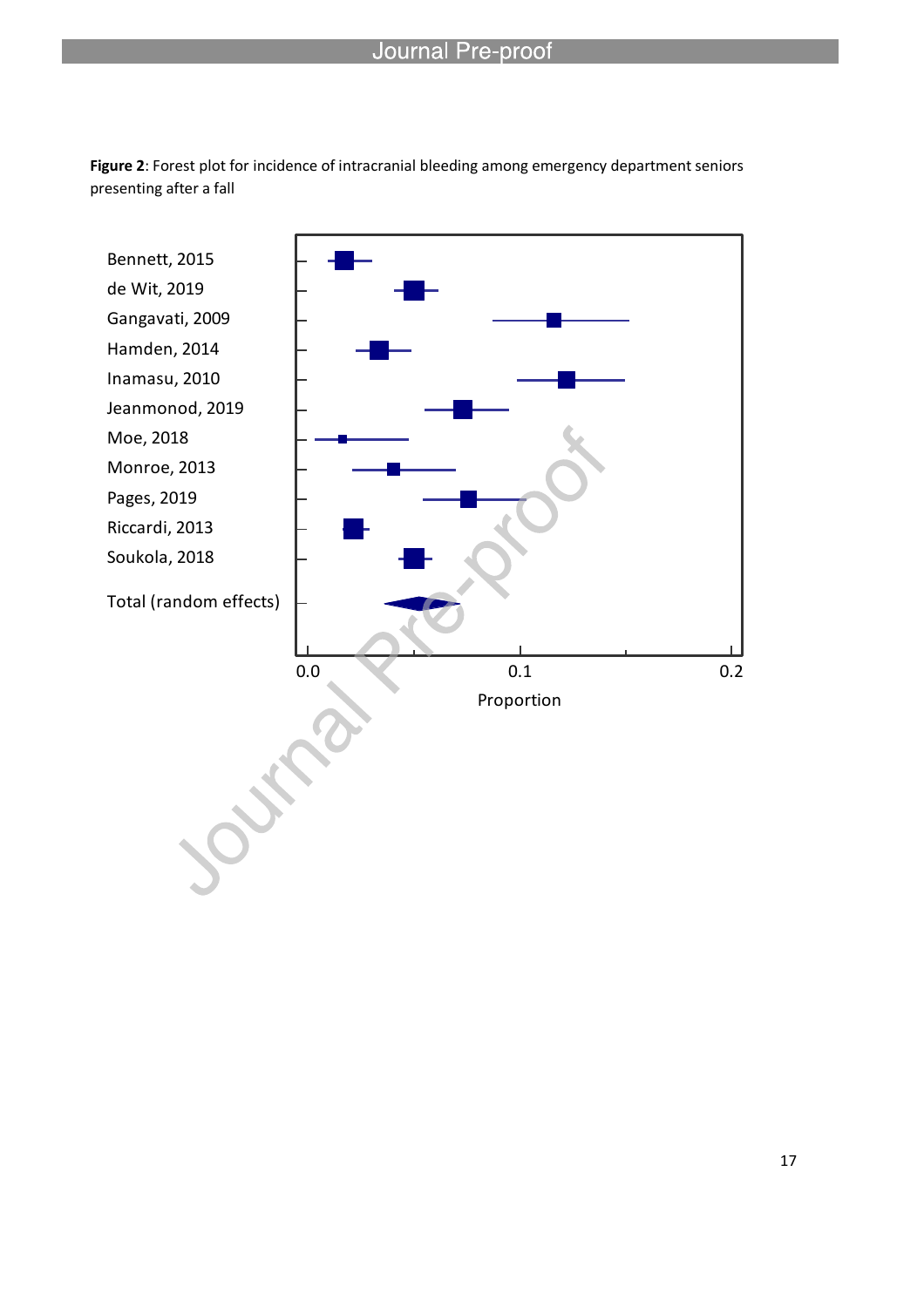**Figure 2**: Forest plot for incidence of intracranial bleeding among emergency department seniors presenting after a fall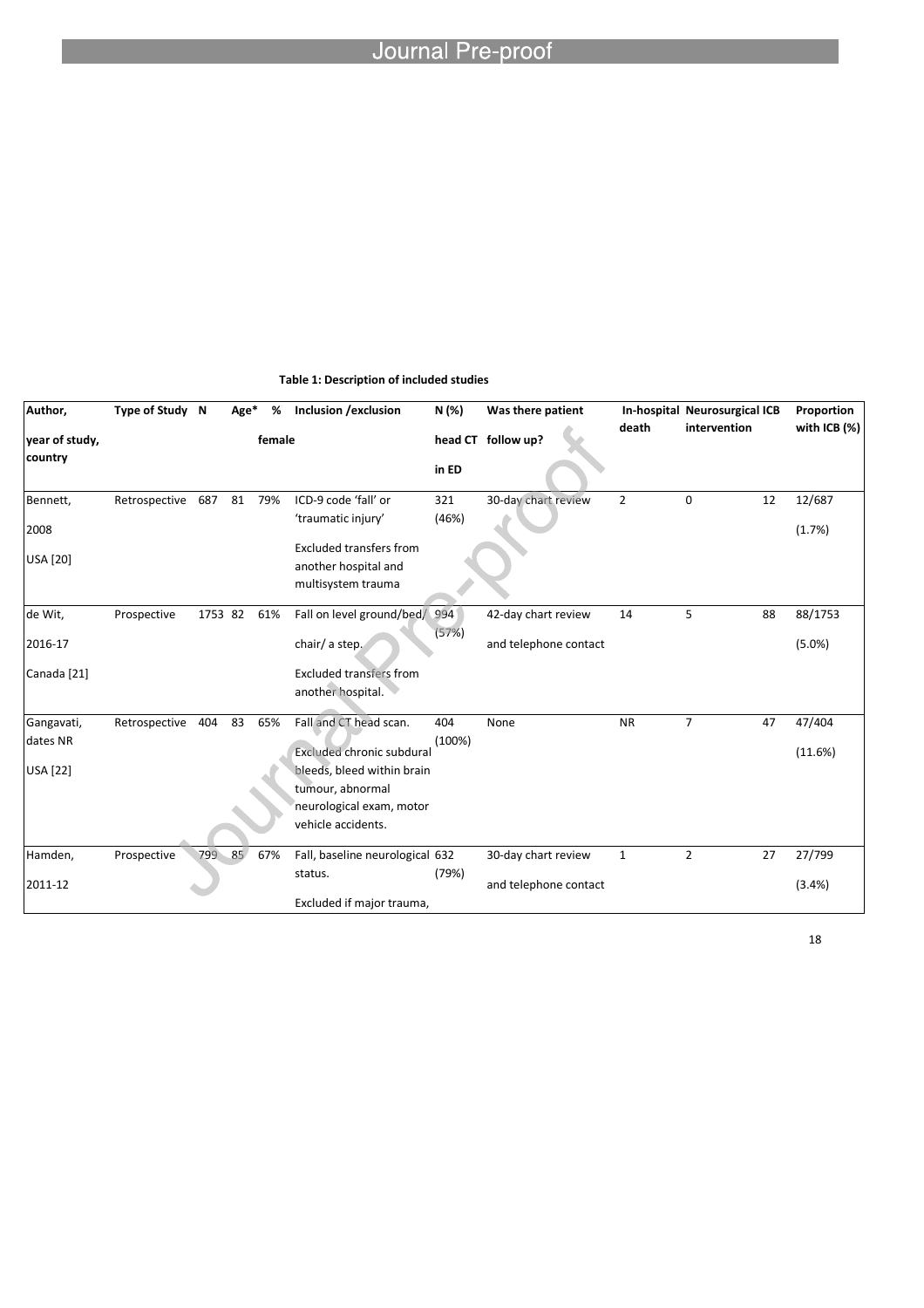**Table 1: Description of included studies**

| Author, year of study, country | Type of Study | N | Age* | % female | Inclusion /exclusion | N (%) head CT in ED | Was there patient follow up? | In-hospital death | Neurosurgical intervention | ICB | Proportion with ICB (%) |
|---|---|---|---|---|---|---|---|---|---|---|---|
| Bennett, 2008 USA [20] | Retrospective | 687 | 81 | 79% | ICD-9 code 'fall' or 'traumatic injury' Excluded transfers from another hospital and multisystem trauma | 321 (46%) | 30-day chart review | 2 | 0 | 12 | 12/687 (1.7%) |
| de Wit, 2016-17 Canada [21] | Prospective | 1753 | 82 | 61% | Fall on level ground/bed/ chair/ a step. Excluded transfers from another hospital. | 994 (57%) | 42-day chart review and telephone contact | 14 | 5 | 88 | 88/1753 (5.0%) |
| Gangavati, dates NR USA [22] | Retrospective | 404 | 83 | 65% | Fall and CT head scan. Excluded chronic subdural bleeds, bleed within brain tumour, abnormal neurological exam, motor vehicle accidents. | 404 (100%) | None | NR | 7 | 47 | 47/404 (11.6%) |
| Hamden, 2011-12 | Prospective | 799 | 85 | 67% | Fall, baseline neurological status. Excluded if major trauma, | 632 (79%) | 30-day chart review and telephone contact | 1 | 2 | 27 | 27/799 (3.4%) |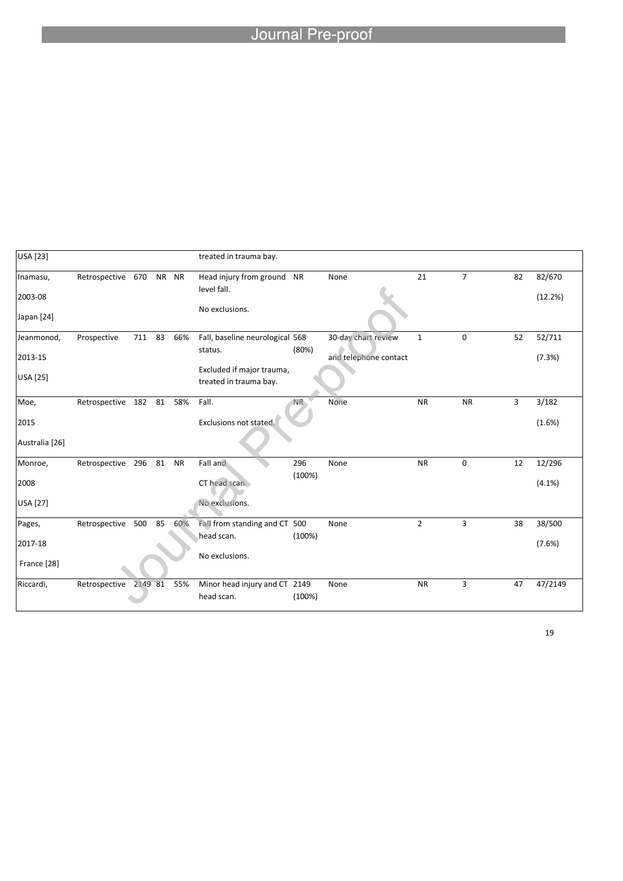| | | | | | | | | | | | |
|---|---|---|---|---|---|---|---|---|---|---|---|
| USA [23] | | | | | treated in trauma bay. | | | | | | |
| Inamasu, 2003-08 Japan [24] | Retrospective | 670 | NR | NR | Head injury from ground level fall. No exclusions. | NR | None | 21 | 7 | 82 | 82/670 (12.2%) |
| Jeanmonod, 2013-15 USA [25] | Prospective | 711 | 83 | 66% | Fall, baseline neurological status. Excluded if major trauma, treated in trauma bay. | 568 (80%) | 30-day chart review and telephone contact | 1 | 0 | 52 | 52/711 (7.3%) |
| Moe, 2015 Australia [26] | Retrospective | 182 | 81 | 58% | Fall. Exclusions not stated. | NR | None | NR | NR | 3 | 3/182 (1.6%) |
| Monroe, 2008 USA [27] | Retrospective | 296 | 81 | NR | Fall and CT head scan. No exclusions. | 296 (100%) | None | NR | 0 | 12 | 12/296 (4.1%) |
| Pages, 2017-18 France [28] | Retrospective | 500 | 85 | 60% | Fall from standing and CT head scan. No exclusions. | 500 (100%) | None | 2 | 3 | 38 | 38/500 (7.6%) |
| Riccardi, | Retrospective | 2149 | 81 | 55% | Minor head injury and CT head scan. | 2149 (100%) | None | NR | 3 | 47 | 47/2149 |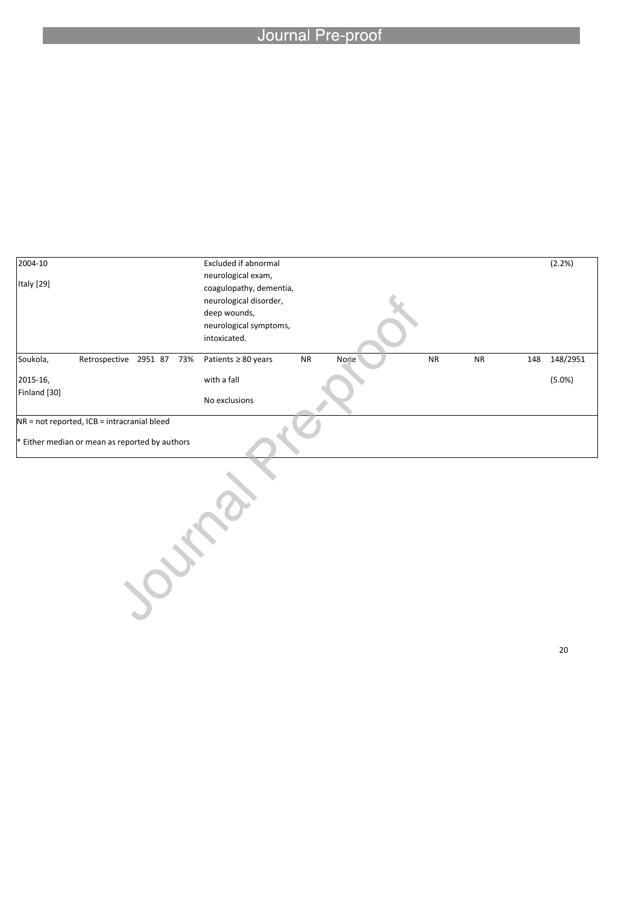| | | | | | | | | | | | |
|---|---|---|---|---|---|---|---|---|---|---|---|
| 2004-10<br>Italy [29] | | | | | Excluded if abnormal neurological exam, coagulopathy, dementia, neurological disorder, deep wounds, neurological symptoms, intoxicated. | | | | | | (2.2%) |
| Soukola,<br>2015-16,<br>Finland [30] | Retrospective | 2951 | 87 | 73% | Patients ≥ 80 years with a fall<br>No exclusions | NR | None | NR | NR | 148 | 148/2951<br>(5.0%) |

NR = not reported, ICB = intracranial bleed

* Either median or mean as reported by authors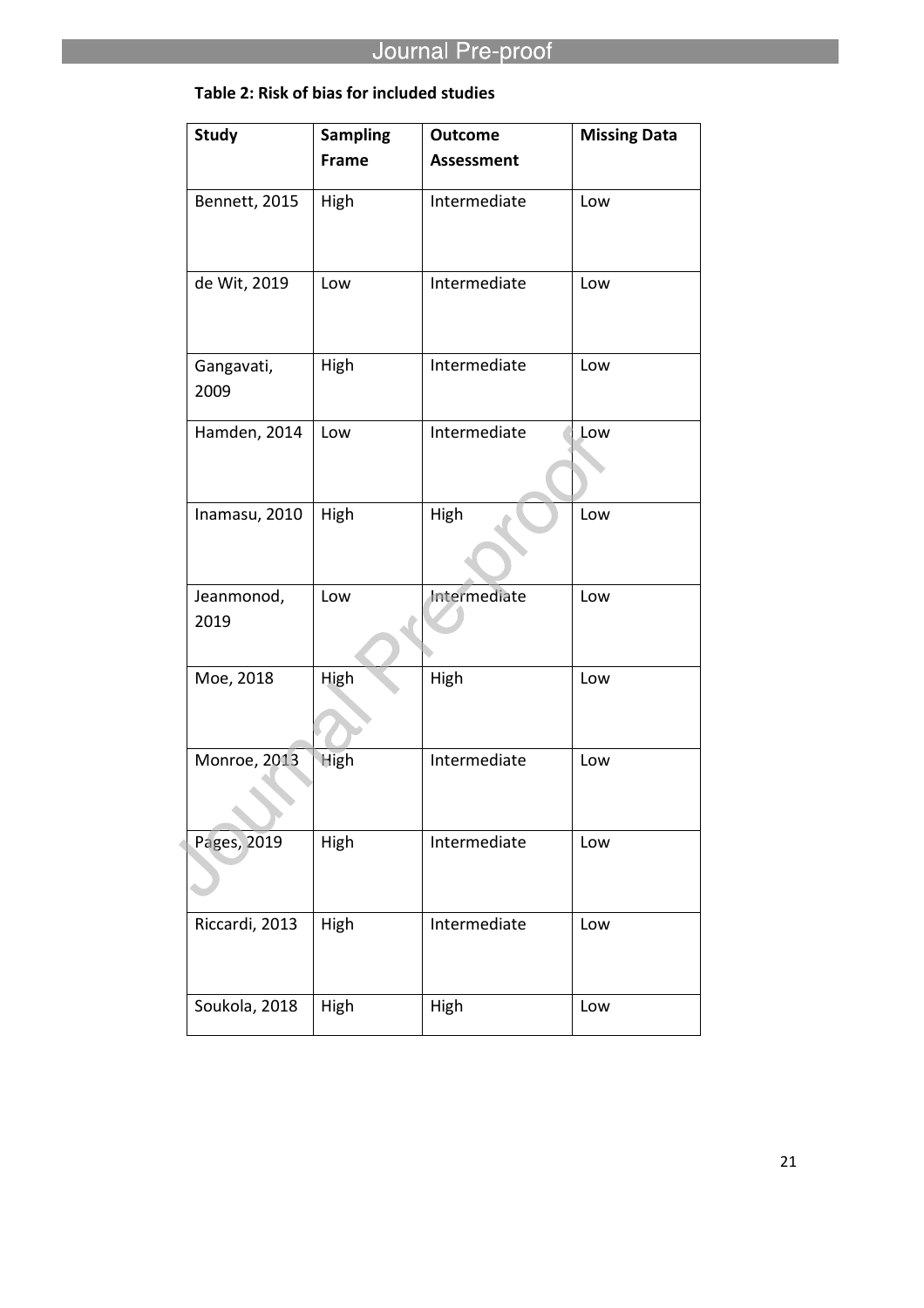**Table 2: Risk of bias for included studies**

| Study | Sampling Frame | Outcome Assessment | Missing Data |
|---|---|---|---|
| Bennett, 2015 | High | Intermediate | Low |
| de Wit, 2019 | Low | Intermediate | Low |
| Gangavati, 2009 | High | Intermediate | Low |
| Hamden, 2014 | Low | Intermediate | Low |
| Inamasu, 2010 | High | High | Low |
| Jeanmonod, 2019 | Low | Intermediate | Low |
| Moe, 2018 | High | High | Low |
| Monroe, 2013 | High | Intermediate | Low |
| Pages, 2019 | High | Intermediate | Low |
| Riccardi, 2013 | High | Intermediate | Low |
| Soukola, 2018 | High | High | Low |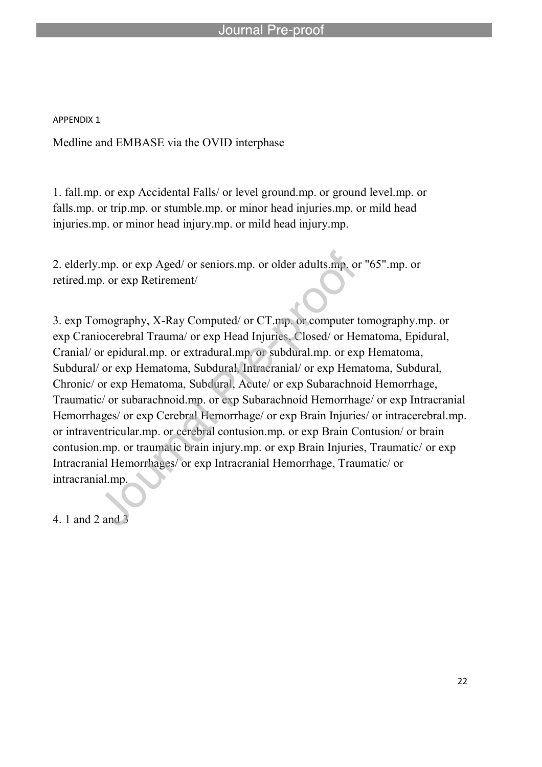APPENDIX 1

Medline and EMBASE via the OVID interphase

1. fall.mp. or exp Accidental Falls/ or level ground.mp. or ground level.mp. or falls.mp. or trip.mp. or stumble.mp. or minor head injuries.mp. or mild head injuries.mp. or minor head injury.mp. or mild head injury.mp.

2. elderly.mp. or exp Aged/ or seniors.mp. or older adults.mp. or "65".mp. or retired.mp. or exp Retirement/

3. exp Tomography, X-Ray Computed/ or CT.mp. or computer tomography.mp. or exp Craniocerebral Trauma/ or exp Head Injuries, Closed/ or Hematoma, Epidural, Cranial/ or epidural.mp. or extradural.mp. or subdural.mp. or exp Hematoma, Subdural/ or exp Hematoma, Subdural, Intracranial/ or exp Hematoma, Subdural, Chronic/ or exp Hematoma, Subdural, Acute/ or exp Subarachnoid Hemorrhage, Traumatic/ or subarachnoid.mp. or exp Subarachnoid Hemorrhage/ or exp Intracranial Hemorrhages/ or exp Cerebral Hemorrhage/ or exp Brain Injuries/ or intracerebral.mp. or intraventricular.mp. or cerebral contusion.mp. or exp Brain Contusion/ or brain contusion.mp. or traumatic brain injury.mp. or exp Brain Injuries, Traumatic/ or exp Intracranial Hemorrhages/ or exp Intracranial Hemorrhage, Traumatic/ or intracranial.mp.

4. 1 and 2 and 3